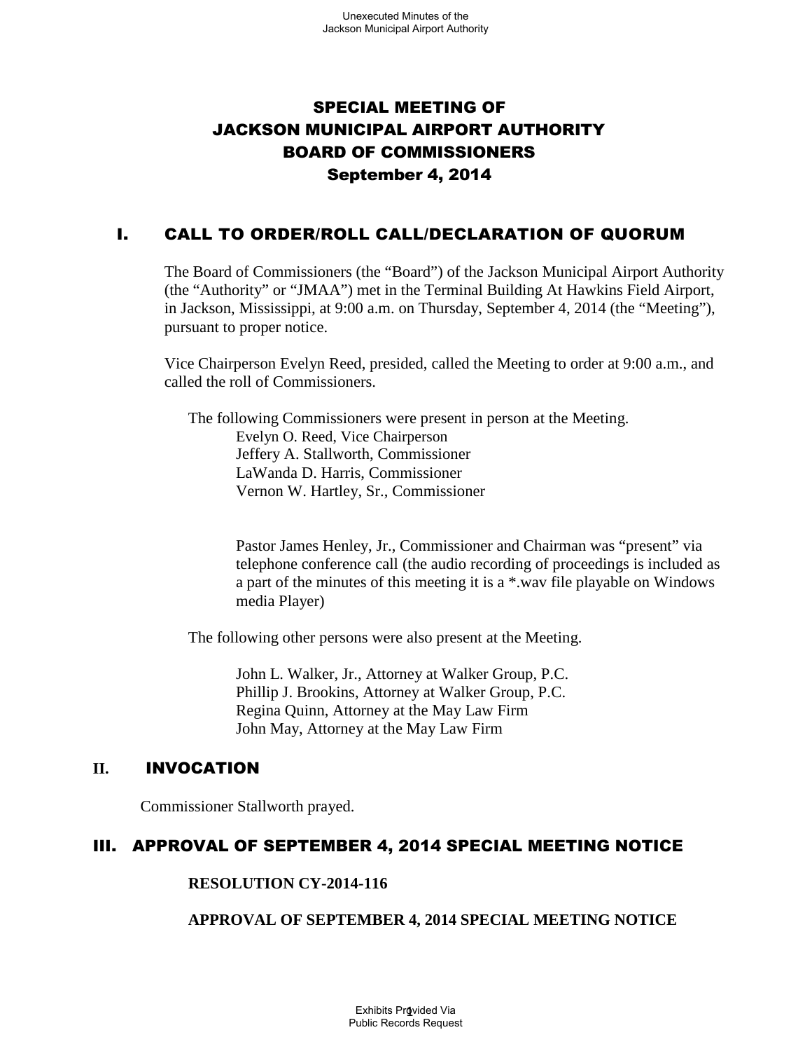# SPECIAL MEETING OF JACKSON MUNICIPAL AIRPORT AUTHORITY BOARD OF COMMISSIONERS

## September 4, 2014

## I. CALL TO ORDER/ROLL CALL/DECLARATION OF QUORUM

The Board of Commissioners (the "Board") of the Jackson Municipal Airport Authority (the "Authority" or "JMAA") met in the Terminal Building At Hawkins Field Airport, in Jackson, Mississippi, at 9:00 a.m. on Thursday, September 4, 2014 (the "Meeting"), pursuant to proper notice.

Vice Chairperson Evelyn Reed, presided, called the Meeting to order at 9:00 a.m., and called the roll of Commissioners.

The following Commissioners were present in person at the Meeting.

Evelyn O. Reed, Vice Chairperson
Jeffery A. Stallworth, Commissioner
LaWanda D. Harris, Commissioner
Vernon W. Hartley, Sr., Commissioner

Pastor James Henley, Jr., Commissioner and Chairman was "present" via telephone conference call (the audio recording of proceedings is included as a part of the minutes of this meeting it is a *.wav file playable on Windows media Player)

The following other persons were also present at the Meeting.

John L. Walker, Jr., Attorney at Walker Group, P.C.
Phillip J. Brookins, Attorney at Walker Group, P.C.
Regina Quinn, Attorney at the May Law Firm
John May, Attorney at the May Law Firm

## II. INVOCATION

Commissioner Stallworth prayed.

## III. APPROVAL OF SEPTEMBER 4, 2014 SPECIAL MEETING NOTICE

**RESOLUTION CY-2014-116**

**APPROVAL OF SEPTEMBER 4, 2014 SPECIAL MEETING NOTICE**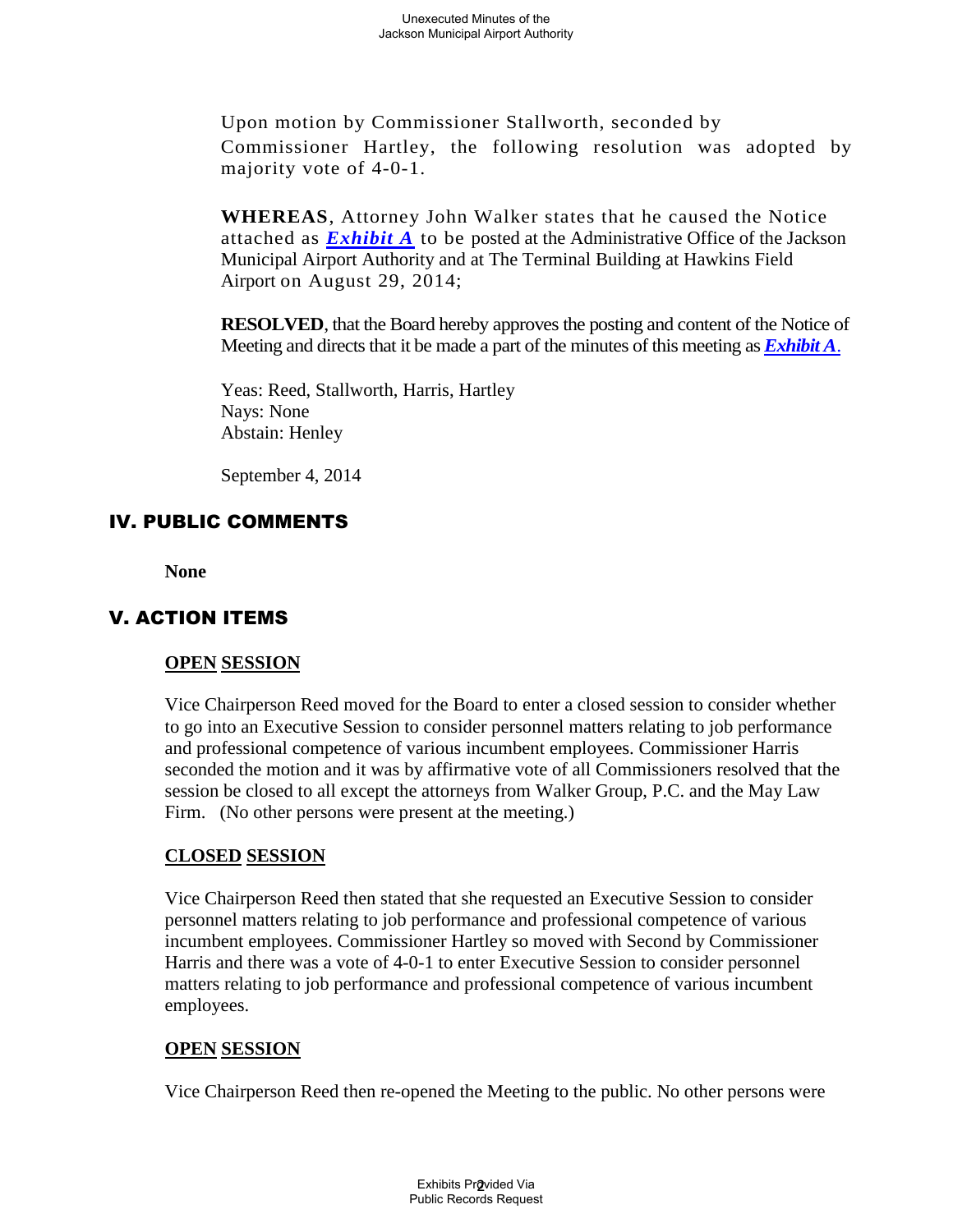Upon motion by Commissioner Stallworth, seconded by Commissioner Hartley, the following resolution was adopted by majority vote of 4-0-1.

**WHEREAS**, Attorney John Walker states that he caused the Notice attached as ***Exhibit A*** to be posted at the Administrative Office of the Jackson Municipal Airport Authority and at The Terminal Building at Hawkins Field Airport on August 29, 2014;

**RESOLVED**, that the Board hereby approves the posting and content of the Notice of Meeting and directs that it be made a part of the minutes of this meeting as ***Exhibit A***.

Yeas: Reed, Stallworth, Harris, Hartley
Nays: None
Abstain: Henley

September 4, 2014

## IV. PUBLIC COMMENTS

**None**

## V. ACTION ITEMS

**OPEN SESSION**

Vice Chairperson Reed moved for the Board to enter a closed session to consider whether to go into an Executive Session to consider personnel matters relating to job performance and professional competence of various incumbent employees. Commissioner Harris seconded the motion and it was by affirmative vote of all Commissioners resolved that the session be closed to all except the attorneys from Walker Group, P.C. and the May Law Firm. (No other persons were present at the meeting.)

**CLOSED SESSION**

Vice Chairperson Reed then stated that she requested an Executive Session to consider personnel matters relating to job performance and professional competence of various incumbent employees. Commissioner Hartley so moved with Second by Commissioner Harris and there was a vote of 4-0-1 to enter Executive Session to consider personnel matters relating to job performance and professional competence of various incumbent employees.

**OPEN SESSION**

Vice Chairperson Reed then re-opened the Meeting to the public. No other persons were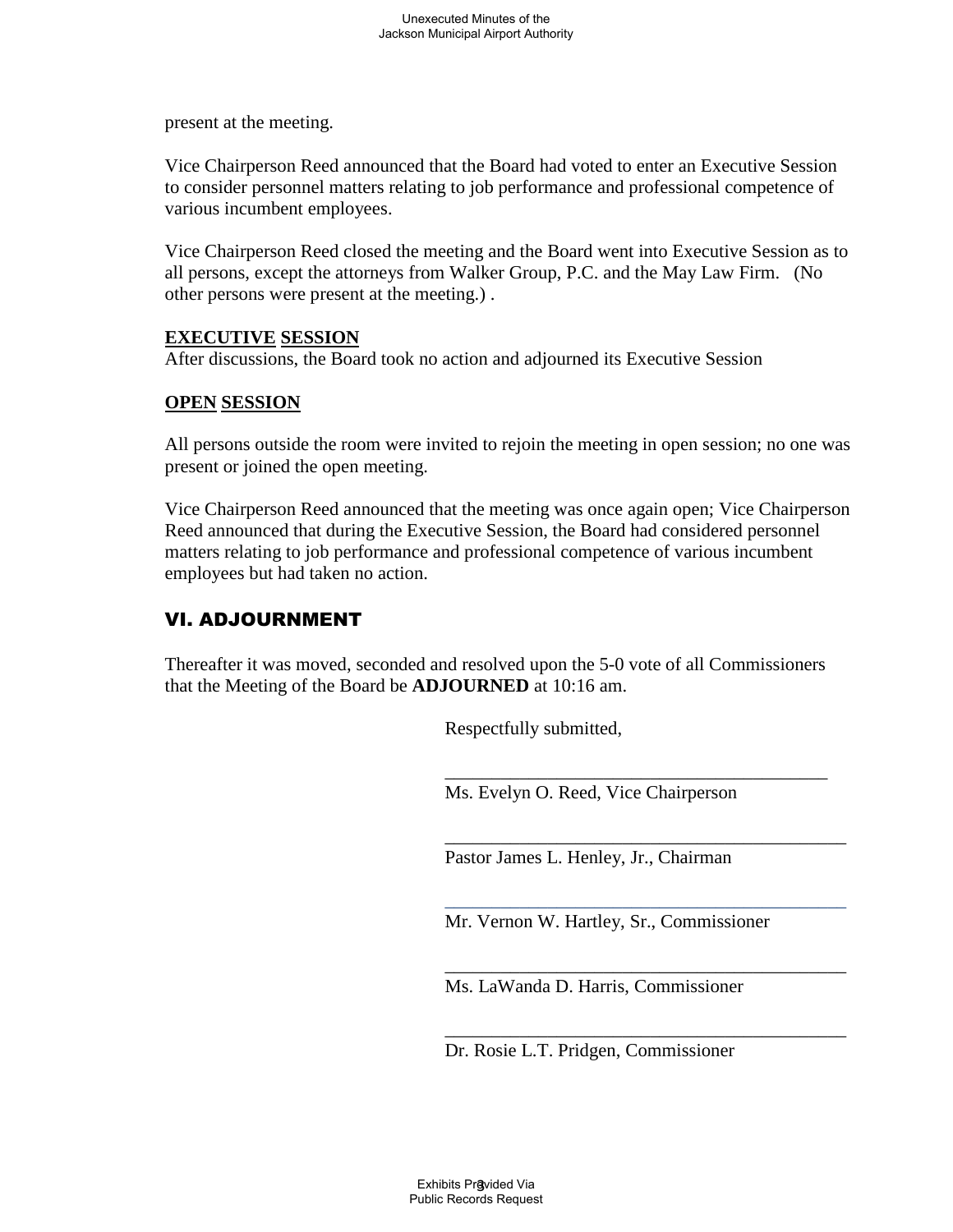present at the meeting.

Vice Chairperson Reed announced that the Board had voted to enter an Executive Session to consider personnel matters relating to job performance and professional competence of various incumbent employees.

Vice Chairperson Reed closed the meeting and the Board went into Executive Session as to all persons, except the attorneys from Walker Group, P.C. and the May Law Firm. (No other persons were present at the meeting.) .

**EXECUTIVE SESSION**

After discussions, the Board took no action and adjourned its Executive Session

**OPEN SESSION**

All persons outside the room were invited to rejoin the meeting in open session; no one was present or joined the open meeting.

Vice Chairperson Reed announced that the meeting was once again open; Vice Chairperson Reed announced that during the Executive Session, the Board had considered personnel matters relating to job performance and professional competence of various incumbent employees but had taken no action.

## VI. ADJOURNMENT

Thereafter it was moved, seconded and resolved upon the 5-0 vote of all Commissioners that the Meeting of the Board be **ADJOURNED** at 10:16 am.

Respectfully submitted,

_________________________________________

Ms. Evelyn O. Reed, Vice Chairperson

_________________________________________

Pastor James L. Henley, Jr., Chairman

_________________________________________

Mr. Vernon W. Hartley, Sr., Commissioner

_________________________________________

Ms. LaWanda D. Harris, Commissioner

_________________________________________

Dr. Rosie L.T. Pridgen, Commissioner